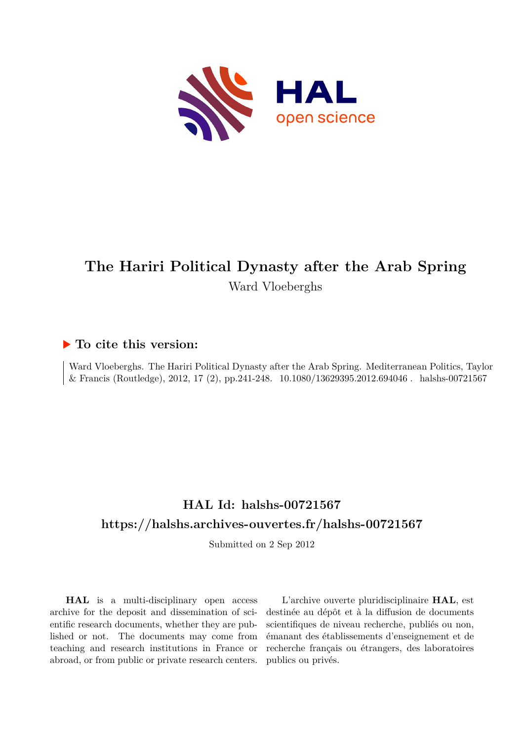# The Hariri Political Dynasty after the Arab Spring

Ward Vloeberghs

## ▶ To cite this version:

Ward Vloeberghs. The Hariri Political Dynasty after the Arab Spring. Mediterranean Politics, Taylor & Francis (Routledge), 2012, 17 (2), pp.241-248. 10.1080/13629395.2012.694046 . halshs-00721567

## HAL Id: halshs-00721567

## https://halshs.archives-ouvertes.fr/halshs-00721567

Submitted on 2 Sep 2012

**HAL** is a multi-disciplinary open access archive for the deposit and dissemination of scientific research documents, whether they are published or not. The documents may come from teaching and research institutions in France or abroad, or from public or private research centers.

L'archive ouverte pluridisciplinaire **HAL**, est destinée au dépôt et à la diffusion de documents scientifiques de niveau recherche, publiés ou non, émanant des établissements d'enseignement et de recherche français ou étrangers, des laboratoires publics ou privés.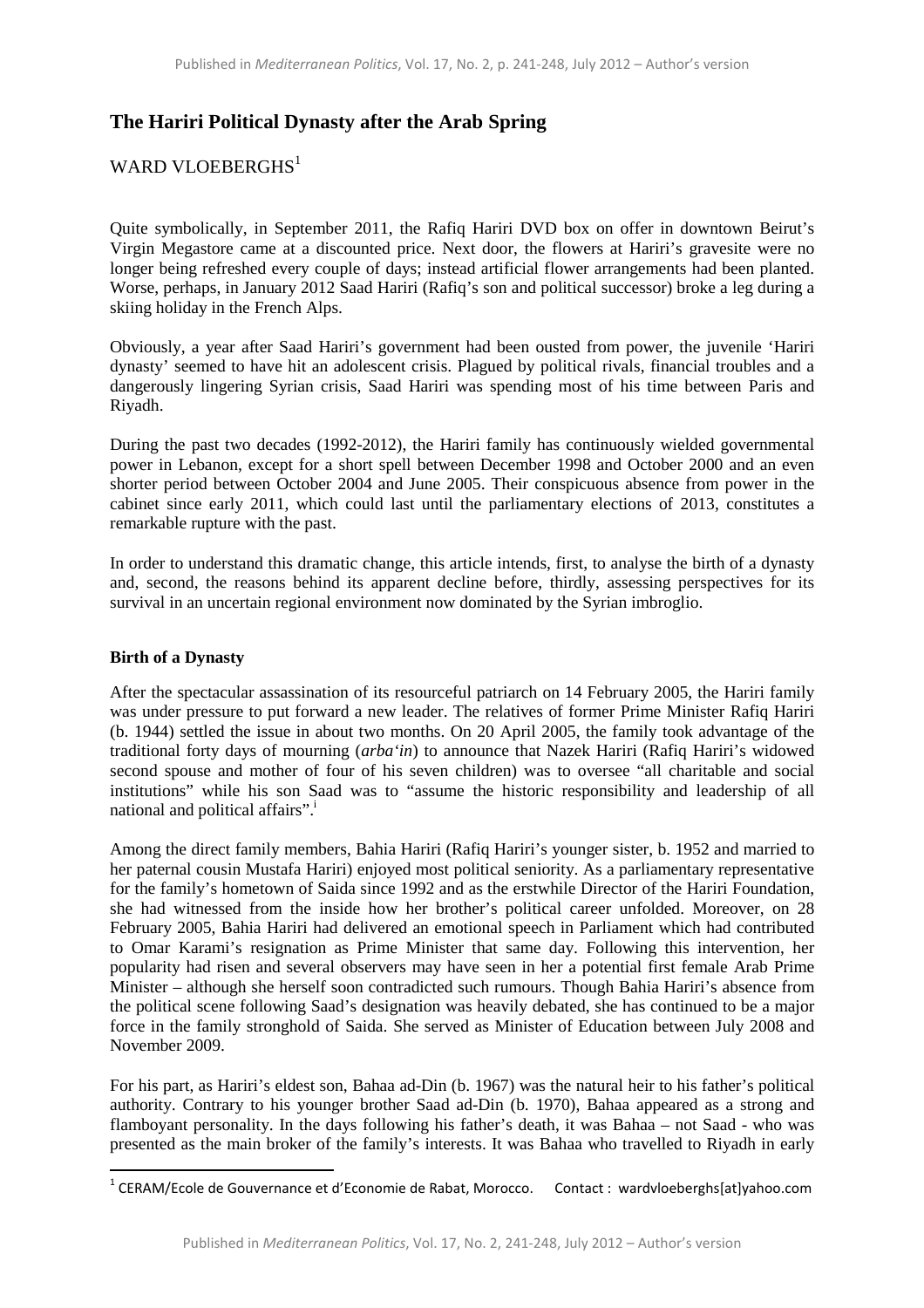# The Hariri Political Dynasty after the Arab Spring

WARD VLOEBERGHS[1]

Quite symbolically, in September 2011, the Rafiq Hariri DVD box on offer in downtown Beirut's Virgin Megastore came at a discounted price. Next door, the flowers at Hariri's gravesite were no longer being refreshed every couple of days; instead artificial flower arrangements had been planted. Worse, perhaps, in January 2012 Saad Hariri (Rafiq's son and political successor) broke a leg during a skiing holiday in the French Alps.

Obviously, a year after Saad Hariri's government had been ousted from power, the juvenile 'Hariri dynasty' seemed to have hit an adolescent crisis. Plagued by political rivals, financial troubles and a dangerously lingering Syrian crisis, Saad Hariri was spending most of his time between Paris and Riyadh.

During the past two decades (1992-2012), the Hariri family has continuously wielded governmental power in Lebanon, except for a short spell between December 1998 and October 2000 and an even shorter period between October 2004 and June 2005. Their conspicuous absence from power in the cabinet since early 2011, which could last until the parliamentary elections of 2013, constitutes a remarkable rupture with the past.

In order to understand this dramatic change, this article intends, first, to analyse the birth of a dynasty and, second, the reasons behind its apparent decline before, thirdly, assessing perspectives for its survival in an uncertain regional environment now dominated by the Syrian imbroglio.

## Birth of a Dynasty

After the spectacular assassination of its resourceful patriarch on 14 February 2005, the Hariri family was under pressure to put forward a new leader. The relatives of former Prime Minister Rafiq Hariri (b. 1944) settled the issue in about two months. On 20 April 2005, the family took advantage of the traditional forty days of mourning (*arba'in*) to announce that Nazek Hariri (Rafiq Hariri's widowed second spouse and mother of four of his seven children) was to oversee "all charitable and social institutions" while his son Saad was to "assume the historic responsibility and leadership of all national and political affairs".[i]

Among the direct family members, Bahia Hariri (Rafiq Hariri's younger sister, b. 1952 and married to her paternal cousin Mustafa Hariri) enjoyed most political seniority. As a parliamentary representative for the family's hometown of Saida since 1992 and as the erstwhile Director of the Hariri Foundation, she had witnessed from the inside how her brother's political career unfolded. Moreover, on 28 February 2005, Bahia Hariri had delivered an emotional speech in Parliament which had contributed to Omar Karami's resignation as Prime Minister that same day. Following this intervention, her popularity had risen and several observers may have seen in her a potential first female Arab Prime Minister – although she herself soon contradicted such rumours. Though Bahia Hariri's absence from the political scene following Saad's designation was heavily debated, she has continued to be a major force in the family stronghold of Saida. She served as Minister of Education between July 2008 and November 2009.

For his part, as Hariri's eldest son, Bahaa ad-Din (b. 1967) was the natural heir to his father's political authority. Contrary to his younger brother Saad ad-Din (b. 1970), Bahaa appeared as a strong and flamboyant personality. In the days following his father's death, it was Bahaa – not Saad - who was presented as the main broker of the family's interests. It was Bahaa who travelled to Riyadh in early

[1] CERAM/Ecole de Gouvernance et d'Economie de Rabat, Morocco. Contact : wardvloeberghs[at]yahoo.com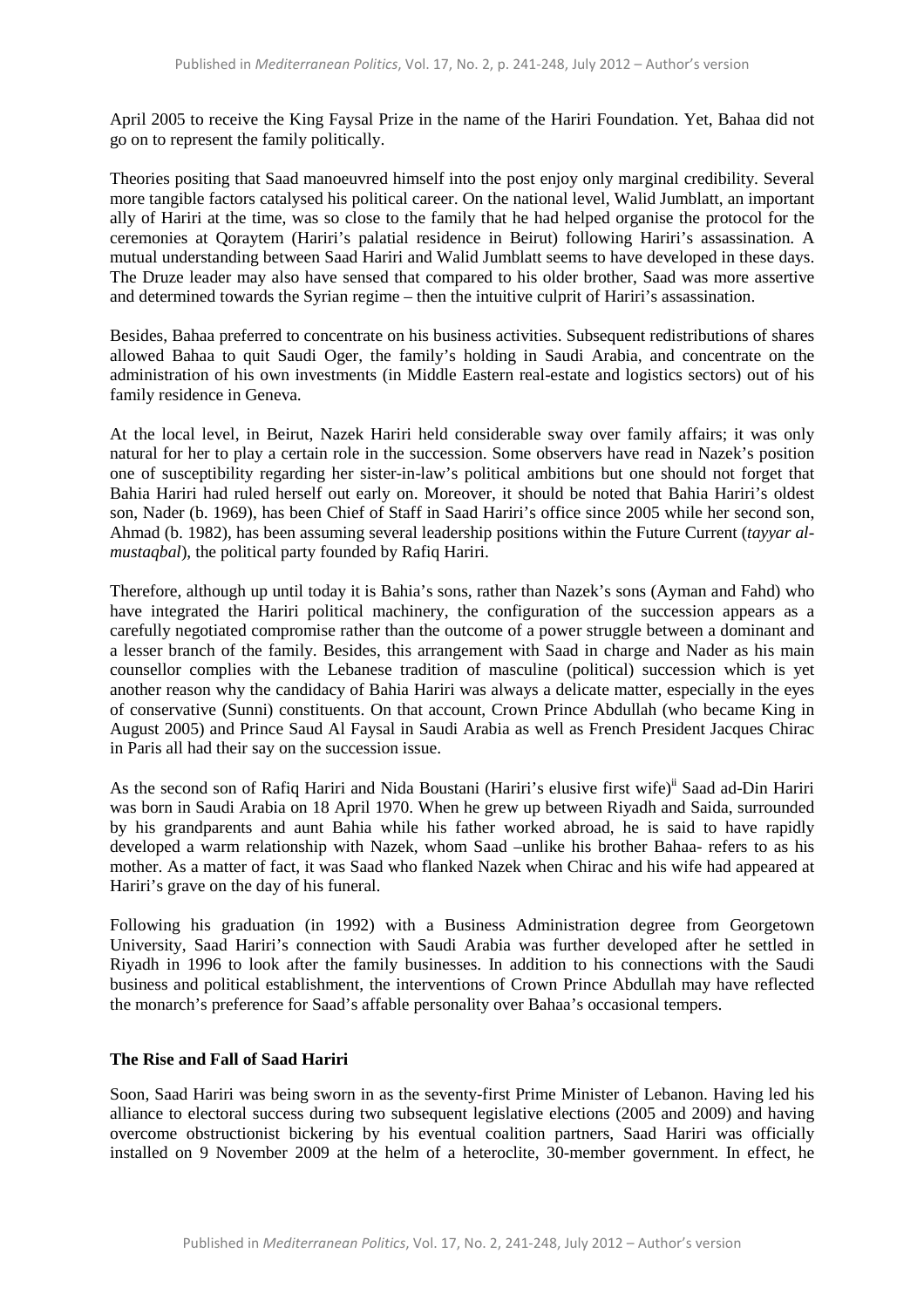April 2005 to receive the King Faysal Prize in the name of the Hariri Foundation. Yet, Bahaa did not go on to represent the family politically.

Theories positing that Saad manoeuvred himself into the post enjoy only marginal credibility. Several more tangible factors catalysed his political career. On the national level, Walid Jumblatt, an important ally of Hariri at the time, was so close to the family that he had helped organise the protocol for the ceremonies at Qoraytem (Hariri's palatial residence in Beirut) following Hariri's assassination. A mutual understanding between Saad Hariri and Walid Jumblatt seems to have developed in these days. The Druze leader may also have sensed that compared to his older brother, Saad was more assertive and determined towards the Syrian regime – then the intuitive culprit of Hariri's assassination.

Besides, Bahaa preferred to concentrate on his business activities. Subsequent redistributions of shares allowed Bahaa to quit Saudi Oger, the family's holding in Saudi Arabia, and concentrate on the administration of his own investments (in Middle Eastern real-estate and logistics sectors) out of his family residence in Geneva.

At the local level, in Beirut, Nazek Hariri held considerable sway over family affairs; it was only natural for her to play a certain role in the succession. Some observers have read in Nazek's position one of susceptibility regarding her sister-in-law's political ambitions but one should not forget that Bahia Hariri had ruled herself out early on. Moreover, it should be noted that Bahia Hariri's oldest son, Nader (b. 1969), has been Chief of Staff in Saad Hariri's office since 2005 while her second son, Ahmad (b. 1982), has been assuming several leadership positions within the Future Current (*tayyar al-mustaqbal*), the political party founded by Rafiq Hariri.

Therefore, although up until today it is Bahia's sons, rather than Nazek's sons (Ayman and Fahd) who have integrated the Hariri political machinery, the configuration of the succession appears as a carefully negotiated compromise rather than the outcome of a power struggle between a dominant and a lesser branch of the family. Besides, this arrangement with Saad in charge and Nader as his main counsellor complies with the Lebanese tradition of masculine (political) succession which is yet another reason why the candidacy of Bahia Hariri was always a delicate matter, especially in the eyes of conservative (Sunni) constituents. On that account, Crown Prince Abdullah (who became King in August 2005) and Prince Saud Al Faysal in Saudi Arabia as well as French President Jacques Chirac in Paris all had their say on the succession issue.

As the second son of Rafiq Hariri and Nida Boustani (Hariri's elusive first wife)[ii] Saad ad-Din Hariri was born in Saudi Arabia on 18 April 1970. When he grew up between Riyadh and Saida, surrounded by his grandparents and aunt Bahia while his father worked abroad, he is said to have rapidly developed a warm relationship with Nazek, whom Saad –unlike his brother Bahaa- refers to as his mother. As a matter of fact, it was Saad who flanked Nazek when Chirac and his wife had appeared at Hariri's grave on the day of his funeral.

Following his graduation (in 1992) with a Business Administration degree from Georgetown University, Saad Hariri's connection with Saudi Arabia was further developed after he settled in Riyadh in 1996 to look after the family businesses. In addition to his connections with the Saudi business and political establishment, the interventions of Crown Prince Abdullah may have reflected the monarch's preference for Saad's affable personality over Bahaa's occasional tempers.

## The Rise and Fall of Saad Hariri

Soon, Saad Hariri was being sworn in as the seventy-first Prime Minister of Lebanon. Having led his alliance to electoral success during two subsequent legislative elections (2005 and 2009) and having overcome obstructionist bickering by his eventual coalition partners, Saad Hariri was officially installed on 9 November 2009 at the helm of a heteroclite, 30-member government. In effect, he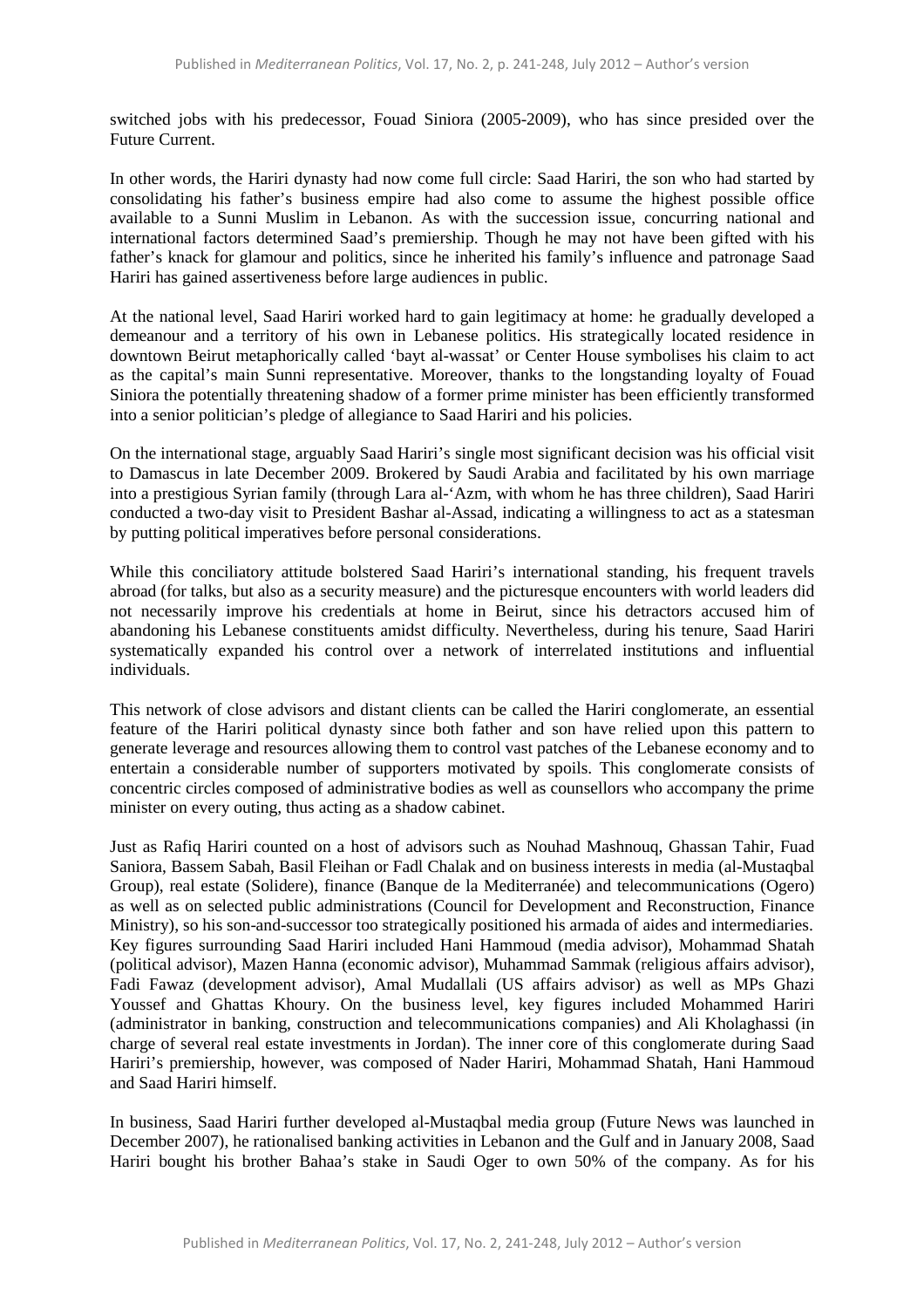switched jobs with his predecessor, Fouad Siniora (2005-2009), who has since presided over the Future Current.

In other words, the Hariri dynasty had now come full circle: Saad Hariri, the son who had started by consolidating his father's business empire had also come to assume the highest possible office available to a Sunni Muslim in Lebanon. As with the succession issue, concurring national and international factors determined Saad's premiership. Though he may not have been gifted with his father's knack for glamour and politics, since he inherited his family's influence and patronage Saad Hariri has gained assertiveness before large audiences in public.

At the national level, Saad Hariri worked hard to gain legitimacy at home: he gradually developed a demeanour and a territory of his own in Lebanese politics. His strategically located residence in downtown Beirut metaphorically called 'bayt al-wassat' or Center House symbolises his claim to act as the capital's main Sunni representative. Moreover, thanks to the longstanding loyalty of Fouad Siniora the potentially threatening shadow of a former prime minister has been efficiently transformed into a senior politician's pledge of allegiance to Saad Hariri and his policies.

On the international stage, arguably Saad Hariri's single most significant decision was his official visit to Damascus in late December 2009. Brokered by Saudi Arabia and facilitated by his own marriage into a prestigious Syrian family (through Lara al-'Azm, with whom he has three children), Saad Hariri conducted a two-day visit to President Bashar al-Assad, indicating a willingness to act as a statesman by putting political imperatives before personal considerations.

While this conciliatory attitude bolstered Saad Hariri's international standing, his frequent travels abroad (for talks, but also as a security measure) and the picturesque encounters with world leaders did not necessarily improve his credentials at home in Beirut, since his detractors accused him of abandoning his Lebanese constituents amidst difficulty. Nevertheless, during his tenure, Saad Hariri systematically expanded his control over a network of interrelated institutions and influential individuals.

This network of close advisors and distant clients can be called the Hariri conglomerate, an essential feature of the Hariri political dynasty since both father and son have relied upon this pattern to generate leverage and resources allowing them to control vast patches of the Lebanese economy and to entertain a considerable number of supporters motivated by spoils. This conglomerate consists of concentric circles composed of administrative bodies as well as counsellors who accompany the prime minister on every outing, thus acting as a shadow cabinet.

Just as Rafiq Hariri counted on a host of advisors such as Nouhad Mashnouq, Ghassan Tahir, Fuad Saniora, Bassem Sabah, Basil Fleihan or Fadl Chalak and on business interests in media (al-Mustaqbal Group), real estate (Solidere), finance (Banque de la Mediterranée) and telecommunications (Ogero) as well as on selected public administrations (Council for Development and Reconstruction, Finance Ministry), so his son-and-successor too strategically positioned his armada of aides and intermediaries. Key figures surrounding Saad Hariri included Hani Hammoud (media advisor), Mohammad Shatah (political advisor), Mazen Hanna (economic advisor), Muhammad Sammak (religious affairs advisor), Fadi Fawaz (development advisor), Amal Mudallali (US affairs advisor) as well as MPs Ghazi Youssef and Ghattas Khoury. On the business level, key figures included Mohammed Hariri (administrator in banking, construction and telecommunications companies) and Ali Kholaghassi (in charge of several real estate investments in Jordan). The inner core of this conglomerate during Saad Hariri's premiership, however, was composed of Nader Hariri, Mohammad Shatah, Hani Hammoud and Saad Hariri himself.

In business, Saad Hariri further developed al-Mustaqbal media group (Future News was launched in December 2007), he rationalised banking activities in Lebanon and the Gulf and in January 2008, Saad Hariri bought his brother Bahaa's stake in Saudi Oger to own 50% of the company. As for his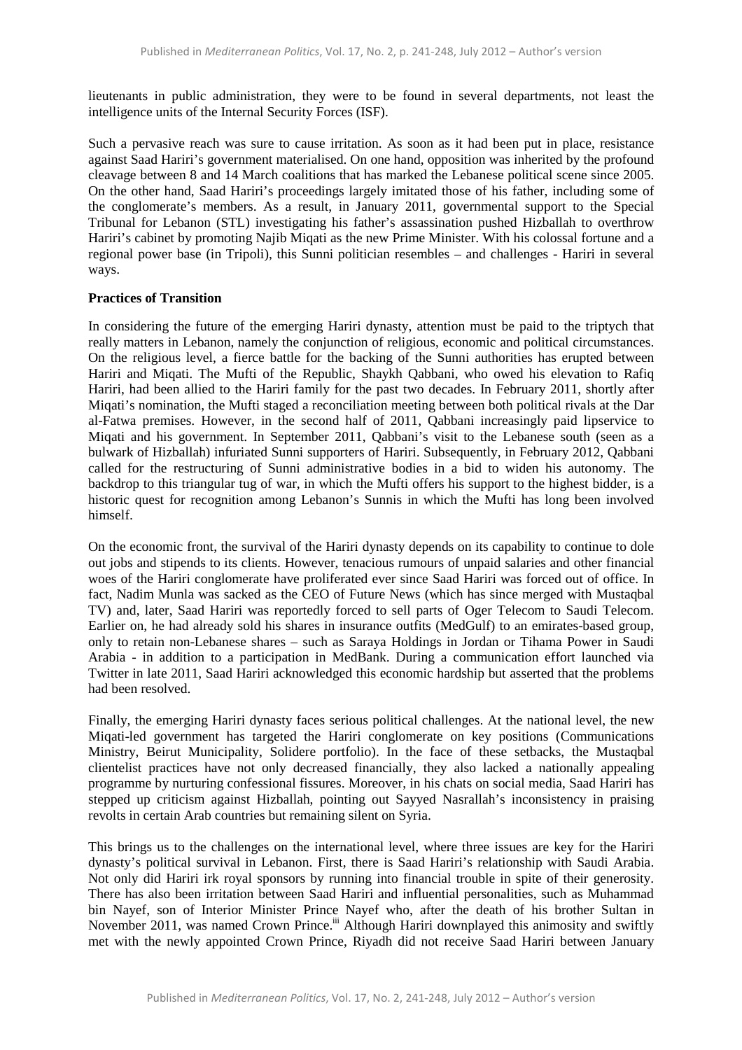lieutenants in public administration, they were to be found in several departments, not least the intelligence units of the Internal Security Forces (ISF).

Such a pervasive reach was sure to cause irritation. As soon as it had been put in place, resistance against Saad Hariri's government materialised. On one hand, opposition was inherited by the profound cleavage between 8 and 14 March coalitions that has marked the Lebanese political scene since 2005. On the other hand, Saad Hariri's proceedings largely imitated those of his father, including some of the conglomerate's members. As a result, in January 2011, governmental support to the Special Tribunal for Lebanon (STL) investigating his father's assassination pushed Hizballah to overthrow Hariri's cabinet by promoting Najib Miqati as the new Prime Minister. With his colossal fortune and a regional power base (in Tripoli), this Sunni politician resembles – and challenges - Hariri in several ways.

**Practices of Transition**

In considering the future of the emerging Hariri dynasty, attention must be paid to the triptych that really matters in Lebanon, namely the conjunction of religious, economic and political circumstances. On the religious level, a fierce battle for the backing of the Sunni authorities has erupted between Hariri and Miqati. The Mufti of the Republic, Shaykh Qabbani, who owed his elevation to Rafiq Hariri, had been allied to the Hariri family for the past two decades. In February 2011, shortly after Miqati's nomination, the Mufti staged a reconciliation meeting between both political rivals at the Dar al-Fatwa premises. However, in the second half of 2011, Qabbani increasingly paid lipservice to Miqati and his government. In September 2011, Qabbani's visit to the Lebanese south (seen as a bulwark of Hizballah) infuriated Sunni supporters of Hariri. Subsequently, in February 2012, Qabbani called for the restructuring of Sunni administrative bodies in a bid to widen his autonomy. The backdrop to this triangular tug of war, in which the Mufti offers his support to the highest bidder, is a historic quest for recognition among Lebanon's Sunnis in which the Mufti has long been involved himself.

On the economic front, the survival of the Hariri dynasty depends on its capability to continue to dole out jobs and stipends to its clients. However, tenacious rumours of unpaid salaries and other financial woes of the Hariri conglomerate have proliferated ever since Saad Hariri was forced out of office. In fact, Nadim Munla was sacked as the CEO of Future News (which has since merged with Mustaqbal TV) and, later, Saad Hariri was reportedly forced to sell parts of Oger Telecom to Saudi Telecom. Earlier on, he had already sold his shares in insurance outfits (MedGulf) to an emirates-based group, only to retain non-Lebanese shares – such as Saraya Holdings in Jordan or Tihama Power in Saudi Arabia - in addition to a participation in MedBank. During a communication effort launched via Twitter in late 2011, Saad Hariri acknowledged this economic hardship but asserted that the problems had been resolved.

Finally, the emerging Hariri dynasty faces serious political challenges. At the national level, the new Miqati-led government has targeted the Hariri conglomerate on key positions (Communications Ministry, Beirut Municipality, Solidere portfolio). In the face of these setbacks, the Mustaqbal clientelist practices have not only decreased financially, they also lacked a nationally appealing programme by nurturing confessional fissures. Moreover, in his chats on social media, Saad Hariri has stepped up criticism against Hizballah, pointing out Sayyed Nasrallah's inconsistency in praising revolts in certain Arab countries but remaining silent on Syria.

This brings us to the challenges on the international level, where three issues are key for the Hariri dynasty's political survival in Lebanon. First, there is Saad Hariri's relationship with Saudi Arabia. Not only did Hariri irk royal sponsors by running into financial trouble in spite of their generosity. There has also been irritation between Saad Hariri and influential personalities, such as Muhammad bin Nayef, son of Interior Minister Prince Nayef who, after the death of his brother Sultan in November 2011, was named Crown Prince.[iii] Although Hariri downplayed this animosity and swiftly met with the newly appointed Crown Prince, Riyadh did not receive Saad Hariri between January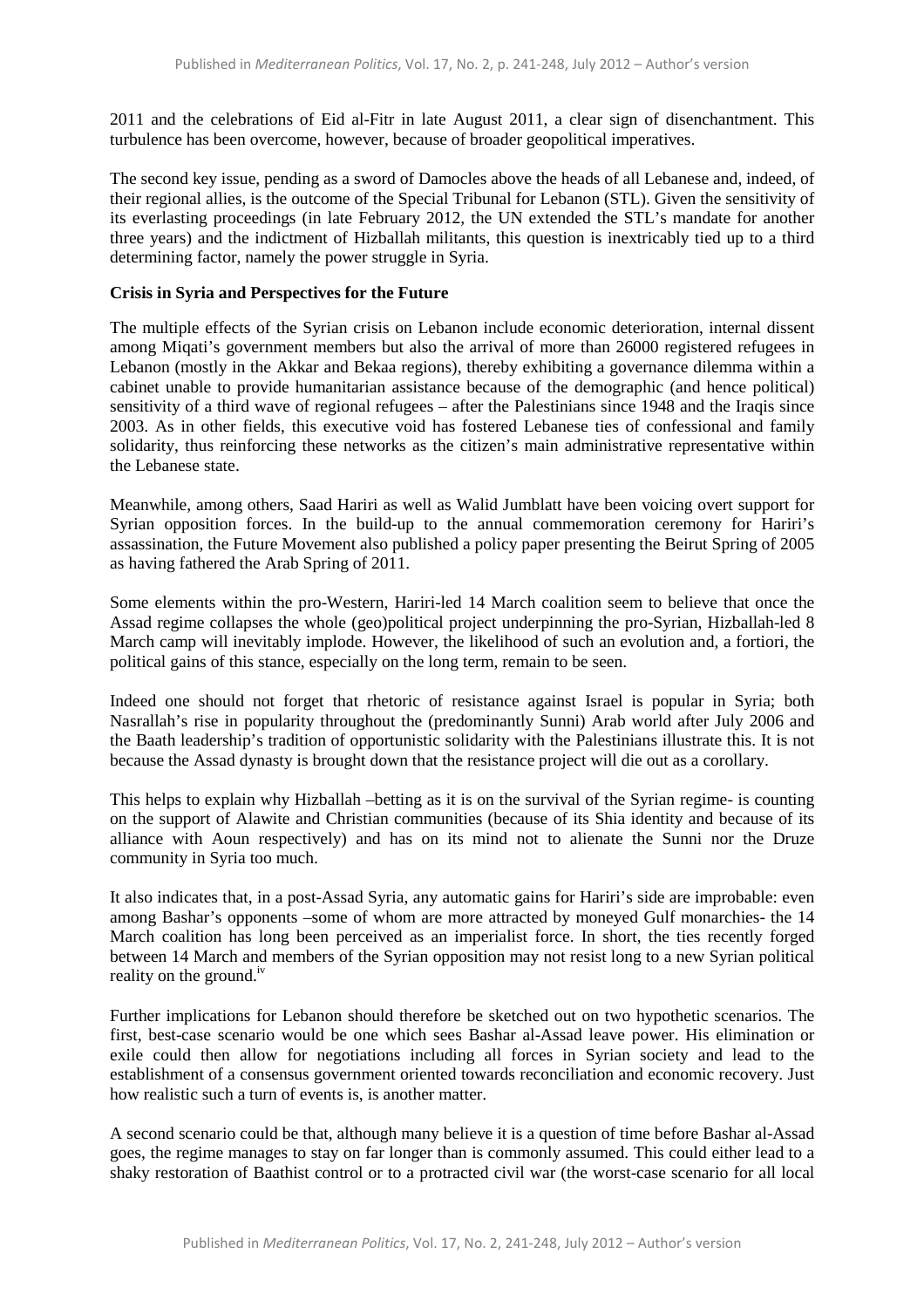2011 and the celebrations of Eid al-Fitr in late August 2011, a clear sign of disenchantment. This turbulence has been overcome, however, because of broader geopolitical imperatives.

The second key issue, pending as a sword of Damocles above the heads of all Lebanese and, indeed, of their regional allies, is the outcome of the Special Tribunal for Lebanon (STL). Given the sensitivity of its everlasting proceedings (in late February 2012, the UN extended the STL's mandate for another three years) and the indictment of Hizballah militants, this question is inextricably tied up to a third determining factor, namely the power struggle in Syria.

**Crisis in Syria and Perspectives for the Future**

The multiple effects of the Syrian crisis on Lebanon include economic deterioration, internal dissent among Miqati's government members but also the arrival of more than 26000 registered refugees in Lebanon (mostly in the Akkar and Bekaa regions), thereby exhibiting a governance dilemma within a cabinet unable to provide humanitarian assistance because of the demographic (and hence political) sensitivity of a third wave of regional refugees – after the Palestinians since 1948 and the Iraqis since 2003. As in other fields, this executive void has fostered Lebanese ties of confessional and family solidarity, thus reinforcing these networks as the citizen's main administrative representative within the Lebanese state.

Meanwhile, among others, Saad Hariri as well as Walid Jumblatt have been voicing overt support for Syrian opposition forces. In the build-up to the annual commemoration ceremony for Hariri's assassination, the Future Movement also published a policy paper presenting the Beirut Spring of 2005 as having fathered the Arab Spring of 2011.

Some elements within the pro-Western, Hariri-led 14 March coalition seem to believe that once the Assad regime collapses the whole (geo)political project underpinning the pro-Syrian, Hizballah-led 8 March camp will inevitably implode. However, the likelihood of such an evolution and, a fortiori, the political gains of this stance, especially on the long term, remain to be seen.

Indeed one should not forget that rhetoric of resistance against Israel is popular in Syria; both Nasrallah's rise in popularity throughout the (predominantly Sunni) Arab world after July 2006 and the Baath leadership's tradition of opportunistic solidarity with the Palestinians illustrate this. It is not because the Assad dynasty is brought down that the resistance project will die out as a corollary.

This helps to explain why Hizballah –betting as it is on the survival of the Syrian regime- is counting on the support of Alawite and Christian communities (because of its Shia identity and because of its alliance with Aoun respectively) and has on its mind not to alienate the Sunni nor the Druze community in Syria too much.

It also indicates that, in a post-Assad Syria, any automatic gains for Hariri's side are improbable: even among Bashar's opponents –some of whom are more attracted by moneyed Gulf monarchies- the 14 March coalition has long been perceived as an imperialist force. In short, the ties recently forged between 14 March and members of the Syrian opposition may not resist long to a new Syrian political reality on the ground.[iv]

Further implications for Lebanon should therefore be sketched out on two hypothetic scenarios. The first, best-case scenario would be one which sees Bashar al-Assad leave power. His elimination or exile could then allow for negotiations including all forces in Syrian society and lead to the establishment of a consensus government oriented towards reconciliation and economic recovery. Just how realistic such a turn of events is, is another matter.

A second scenario could be that, although many believe it is a question of time before Bashar al-Assad goes, the regime manages to stay on far longer than is commonly assumed. This could either lead to a shaky restoration of Baathist control or to a protracted civil war (the worst-case scenario for all local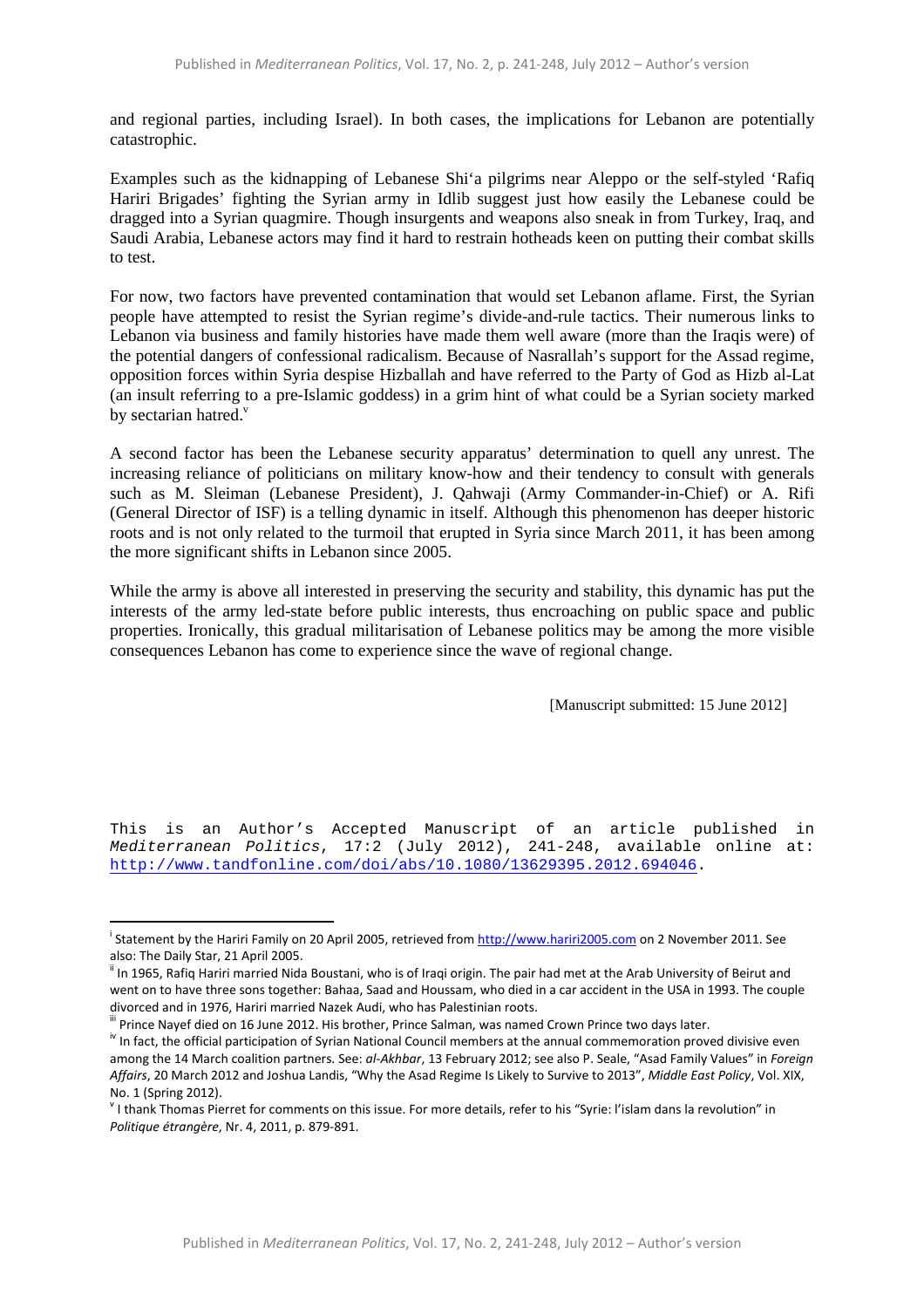and regional parties, including Israel). In both cases, the implications for Lebanon are potentially catastrophic.

Examples such as the kidnapping of Lebanese Shi'a pilgrims near Aleppo or the self-styled 'Rafiq Hariri Brigades' fighting the Syrian army in Idlib suggest just how easily the Lebanese could be dragged into a Syrian quagmire. Though insurgents and weapons also sneak in from Turkey, Iraq, and Saudi Arabia, Lebanese actors may find it hard to restrain hotheads keen on putting their combat skills to test.

For now, two factors have prevented contamination that would set Lebanon aflame. First, the Syrian people have attempted to resist the Syrian regime's divide-and-rule tactics. Their numerous links to Lebanon via business and family histories have made them well aware (more than the Iraqis were) of the potential dangers of confessional radicalism. Because of Nasrallah's support for the Assad regime, opposition forces within Syria despise Hizballah and have referred to the Party of God as Hizb al-Lat (an insult referring to a pre-Islamic goddess) in a grim hint of what could be a Syrian society marked by sectarian hatred.[v]

A second factor has been the Lebanese security apparatus' determination to quell any unrest. The increasing reliance of politicians on military know-how and their tendency to consult with generals such as M. Sleiman (Lebanese President), J. Qahwaji (Army Commander-in-Chief) or A. Rifi (General Director of ISF) is a telling dynamic in itself. Although this phenomenon has deeper historic roots and is not only related to the turmoil that erupted in Syria since March 2011, it has been among the more significant shifts in Lebanon since 2005.

While the army is above all interested in preserving the security and stability, this dynamic has put the interests of the army led-state before public interests, thus encroaching on public space and public properties. Ironically, this gradual militarisation of Lebanese politics may be among the more visible consequences Lebanon has come to experience since the wave of regional change.

[Manuscript submitted: 15 June 2012]

This is an Author's Accepted Manuscript of an article published in *Mediterranean Politics*, 17:2 (July 2012), 241-248, available online at: http://www.tandfonline.com/doi/abs/10.1080/13629395.2012.694046.

---

[i] Statement by the Hariri Family on 20 April 2005, retrieved from http://www.hariri2005.com on 2 November 2011. See also: The Daily Star, 21 April 2005.

[ii] In 1965, Rafiq Hariri married Nida Boustani, who is of Iraqi origin. The pair had met at the Arab University of Beirut and went on to have three sons together: Bahaa, Saad and Houssam, who died in a car accident in the USA in 1993. The couple divorced and in 1976, Hariri married Nazek Audi, who has Palestinian roots.

[iii] Prince Nayef died on 16 June 2012. His brother, Prince Salman, was named Crown Prince two days later.

[iv] In fact, the official participation of Syrian National Council members at the annual commemoration proved divisive even among the 14 March coalition partners. See: *al-Akhbar*, 13 February 2012; see also P. Seale, "Asad Family Values" in *Foreign Affairs*, 20 March 2012 and Joshua Landis, "Why the Asad Regime Is Likely to Survive to 2013", *Middle East Policy*, Vol. XIX, No. 1 (Spring 2012).

[v] I thank Thomas Pierret for comments on this issue. For more details, refer to his "Syrie: l'islam dans la revolution" in *Politique étrangère*, Nr. 4, 2011, p. 879-891.